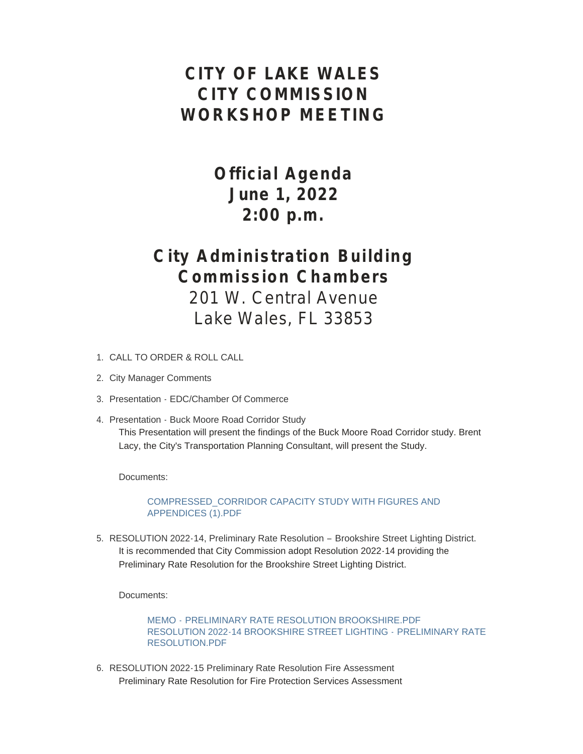# CITY OF LAKE WALES
# CITY COMMISSION
# WORKSHOP MEETING

## Official Agenda
## June 1, 2022
## 2:00 p.m.

## City Administration Building
## Commission Chambers

201 W. Central Avenue
Lake Wales, FL 33853

1. CALL TO ORDER & ROLL CALL
2. City Manager Comments
3. Presentation - EDC/Chamber Of Commerce
4. Presentation - Buck Moore Road Corridor Study

   This Presentation will present the findings of the Buck Moore Road Corridor study. Brent Lacy, the City's Transportation Planning Consultant, will present the Study.

   Documents:

   COMPRESSED_CORRIDOR CAPACITY STUDY WITH FIGURES AND APPENDICES (1).PDF

5. RESOLUTION 2022-14, Preliminary Rate Resolution – Brookshire Street Lighting District.

   It is recommended that City Commission adopt Resolution 2022-14 providing the Preliminary Rate Resolution for the Brookshire Street Lighting District.

   Documents:

   MEMO - PRELIMINARY RATE RESOLUTION BROOKSHIRE.PDF
   RESOLUTION 2022-14 BROOKSHIRE STREET LIGHTING - PRELIMINARY RATE RESOLUTION.PDF

6. RESOLUTION 2022-15 Preliminary Rate Resolution Fire Assessment

   Preliminary Rate Resolution for Fire Protection Services Assessment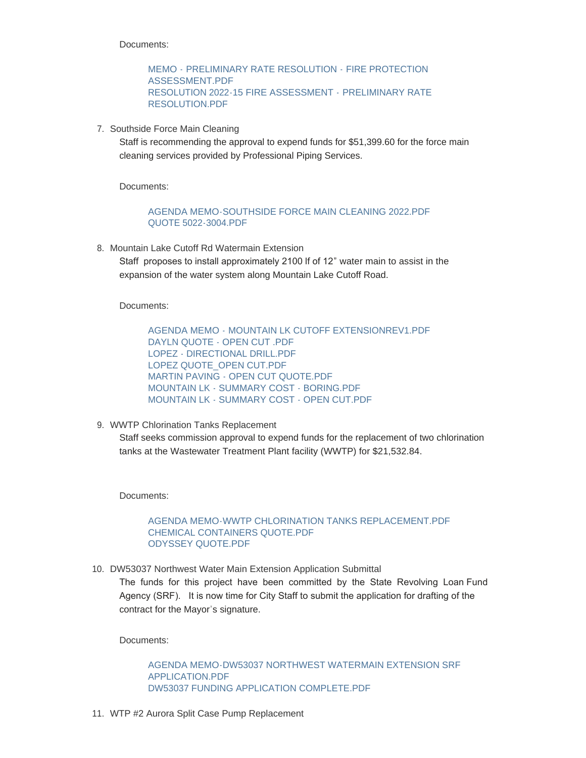Documents:

MEMO - PRELIMINARY RATE RESOLUTION - FIRE PROTECTION ASSESSMENT.PDF
RESOLUTION 2022-15 FIRE ASSESSMENT - PRELIMINARY RATE RESOLUTION.PDF

7. Southside Force Main Cleaning

   Staff is recommending the approval to expend funds for $51,399.60 for the force main cleaning services provided by Professional Piping Services.

   Documents:

   AGENDA MEMO-SOUTHSIDE FORCE MAIN CLEANING 2022.PDF
   QUOTE 5022-3004.PDF

8. Mountain Lake Cutoff Rd Watermain Extension

   Staff proposes to install approximately 2100 lf of 12" water main to assist in the expansion of the water system along Mountain Lake Cutoff Road.

   Documents:

   AGENDA MEMO - MOUNTAIN LK CUTOFF EXTENSIONREV1.PDF
   DAYLN QUOTE - OPEN CUT .PDF
   LOPEZ - DIRECTIONAL DRILL.PDF
   LOPEZ QUOTE_OPEN CUT.PDF
   MARTIN PAVING - OPEN CUT QUOTE.PDF
   MOUNTAIN LK - SUMMARY COST - BORING.PDF
   MOUNTAIN LK - SUMMARY COST - OPEN CUT.PDF

9. WWTP Chlorination Tanks Replacement

   Staff seeks commission approval to expend funds for the replacement of two chlorination tanks at the Wastewater Treatment Plant facility (WWTP) for $21,532.84.

   Documents:

   AGENDA MEMO-WWTP CHLORINATION TANKS REPLACEMENT.PDF
   CHEMICAL CONTAINERS QUOTE.PDF
   ODYSSEY QUOTE.PDF

10. DW53037 Northwest Water Main Extension Application Submittal

    The funds for this project have been committed by the State Revolving Loan Fund Agency (SRF). It is now time for City Staff to submit the application for drafting of the contract for the Mayor's signature.

    Documents:

    AGENDA MEMO-DW53037 NORTHWEST WATERMAIN EXTENSION SRF APPLICATION.PDF
    DW53037 FUNDING APPLICATION COMPLETE.PDF

11. WTP #2 Aurora Split Case Pump Replacement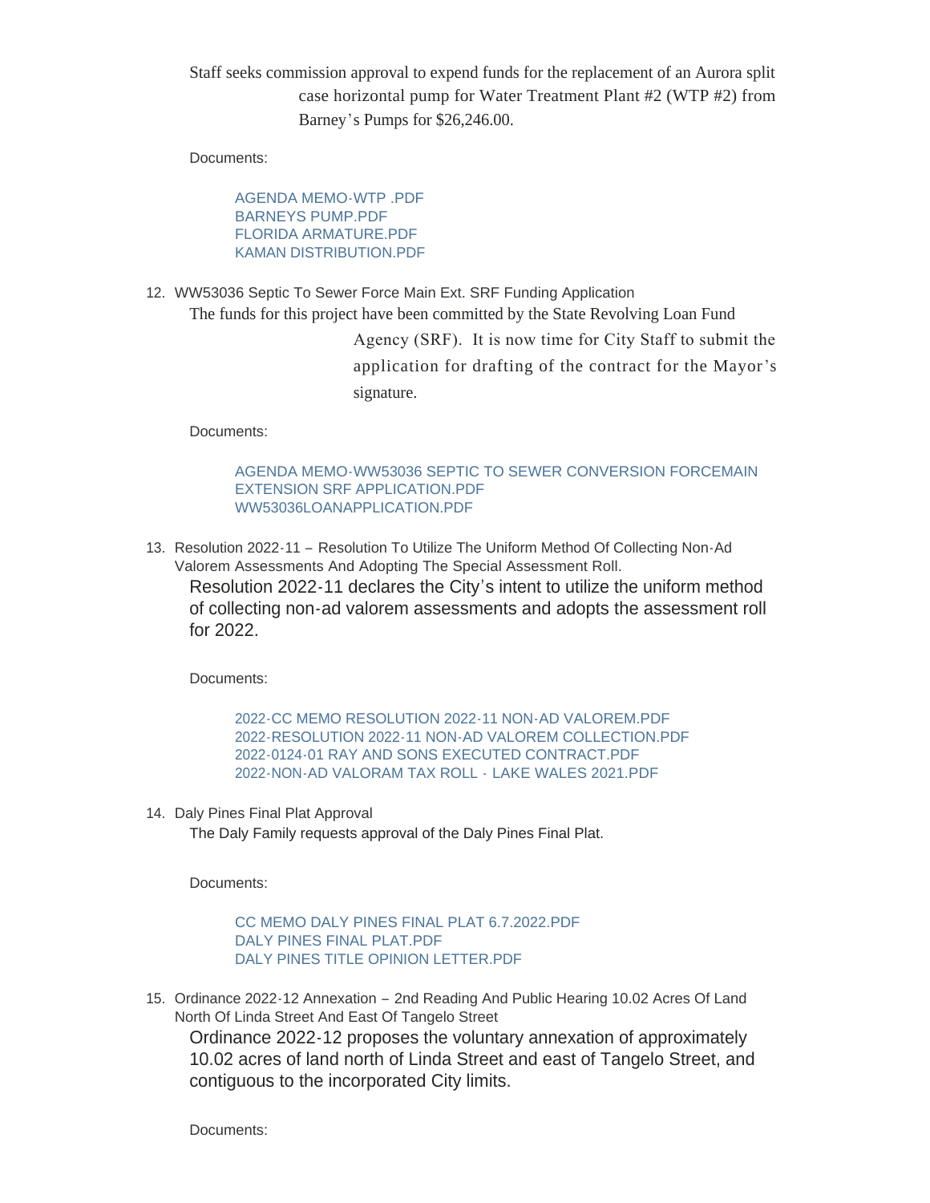Staff seeks commission approval to expend funds for the replacement of an Aurora split case horizontal pump for Water Treatment Plant #2 (WTP #2) from Barney's Pumps for $26,246.00.

Documents:

- AGENDA MEMO-WTP .PDF
- BARNEYS PUMP.PDF
- FLORIDA ARMATURE.PDF
- KAMAN DISTRIBUTION.PDF

12. WW53036 Septic To Sewer Force Main Ext. SRF Funding Application

The funds for this project have been committed by the State Revolving Loan Fund Agency (SRF). It is now time for City Staff to submit the application for drafting of the contract for the Mayor's signature.

Documents:

- AGENDA MEMO-WW53036 SEPTIC TO SEWER CONVERSION FORCEMAIN EXTENSION SRF APPLICATION.PDF
- WW53036LOANAPPLICATION.PDF

13. Resolution 2022-11 – Resolution To Utilize The Uniform Method Of Collecting Non-Ad Valorem Assessments And Adopting The Special Assessment Roll.

Resolution 2022-11 declares the City's intent to utilize the uniform method of collecting non-ad valorem assessments and adopts the assessment roll for 2022.

Documents:

- 2022-CC MEMO RESOLUTION 2022-11 NON-AD VALOREM.PDF
- 2022-RESOLUTION 2022-11 NON-AD VALOREM COLLECTION.PDF
- 2022-0124-01 RAY AND SONS EXECUTED CONTRACT.PDF
- 2022-NON-AD VALORAM TAX ROLL - LAKE WALES 2021.PDF

14. Daly Pines Final Plat Approval

The Daly Family requests approval of the Daly Pines Final Plat.

Documents:

- CC MEMO DALY PINES FINAL PLAT 6.7.2022.PDF
- DALY PINES FINAL PLAT.PDF
- DALY PINES TITLE OPINION LETTER.PDF

15. Ordinance 2022-12 Annexation – 2nd Reading And Public Hearing 10.02 Acres Of Land North Of Linda Street And East Of Tangelo Street

Ordinance 2022-12 proposes the voluntary annexation of approximately 10.02 acres of land north of Linda Street and east of Tangelo Street, and contiguous to the incorporated City limits.

Documents: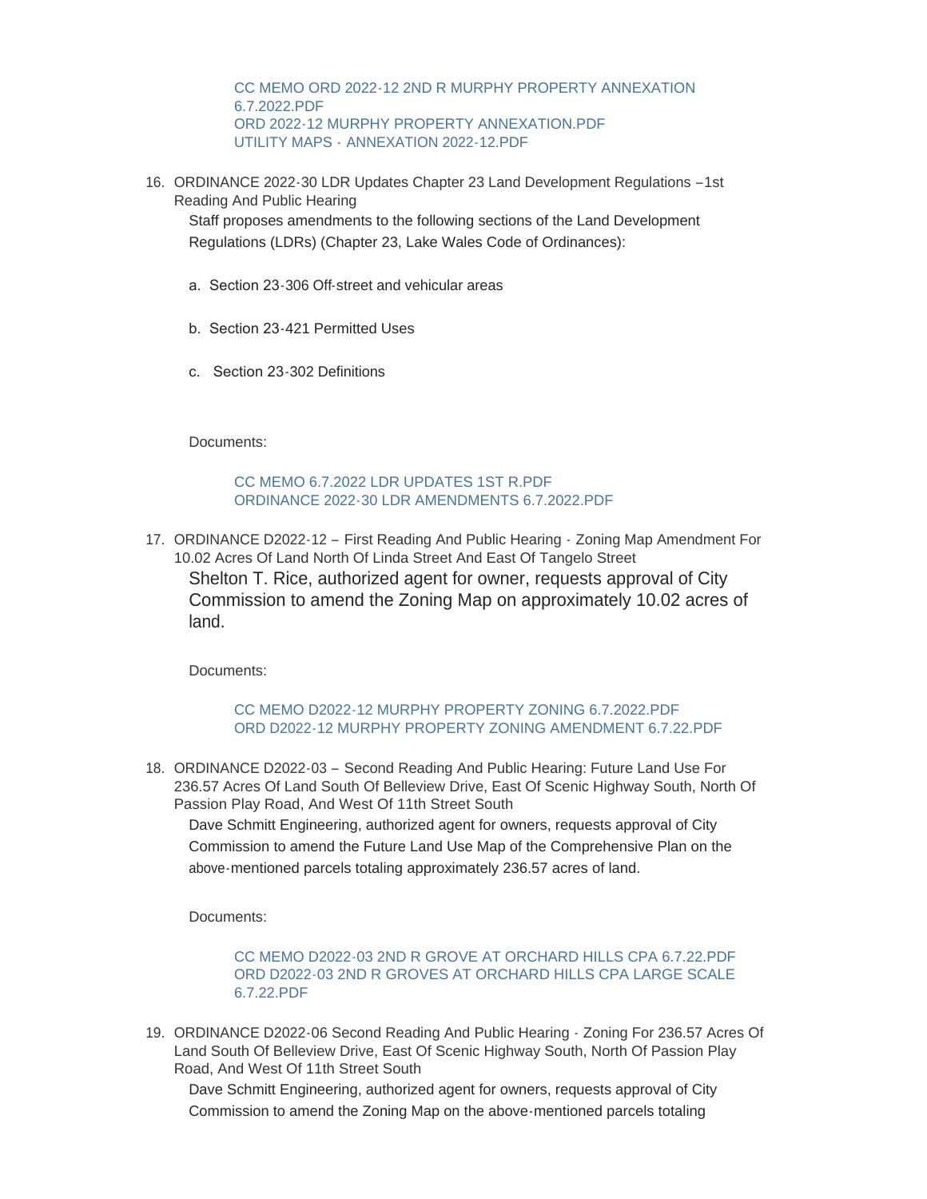CC MEMO ORD 2022-12 2ND R MURPHY PROPERTY ANNEXATION 6.7.2022.PDF
ORD 2022-12 MURPHY PROPERTY ANNEXATION.PDF
UTILITY MAPS - ANNEXATION 2022-12.PDF

16. ORDINANCE 2022-30 LDR Updates Chapter 23 Land Development Regulations –1st Reading And Public Hearing

    Staff proposes amendments to the following sections of the Land Development Regulations (LDRs) (Chapter 23, Lake Wales Code of Ordinances):

    a. Section 23-306 Off-street and vehicular areas

    b. Section 23-421 Permitted Uses

    c. Section 23-302 Definitions

    Documents:

    CC MEMO 6.7.2022 LDR UPDATES 1ST R.PDF
    ORDINANCE 2022-30 LDR AMENDMENTS 6.7.2022.PDF

17. ORDINANCE D2022-12 – First Reading And Public Hearing - Zoning Map Amendment For 10.02 Acres Of Land North Of Linda Street And East Of Tangelo Street

    Shelton T. Rice, authorized agent for owner, requests approval of City Commission to amend the Zoning Map on approximately 10.02 acres of land.

    Documents:

    CC MEMO D2022-12 MURPHY PROPERTY ZONING 6.7.2022.PDF
    ORD D2022-12 MURPHY PROPERTY ZONING AMENDMENT 6.7.22.PDF

18. ORDINANCE D2022-03 – Second Reading And Public Hearing: Future Land Use For 236.57 Acres Of Land South Of Belleview Drive, East Of Scenic Highway South, North Of Passion Play Road, And West Of 11th Street South

    Dave Schmitt Engineering, authorized agent for owners, requests approval of City Commission to amend the Future Land Use Map of the Comprehensive Plan on the above-mentioned parcels totaling approximately 236.57 acres of land.

    Documents:

    CC MEMO D2022-03 2ND R GROVE AT ORCHARD HILLS CPA 6.7.22.PDF
    ORD D2022-03 2ND R GROVES AT ORCHARD HILLS CPA LARGE SCALE 6.7.22.PDF

19. ORDINANCE D2022-06 Second Reading And Public Hearing - Zoning For 236.57 Acres Of Land South Of Belleview Drive, East Of Scenic Highway South, North Of Passion Play Road, And West Of 11th Street South

    Dave Schmitt Engineering, authorized agent for owners, requests approval of City Commission to amend the Zoning Map on the above-mentioned parcels totaling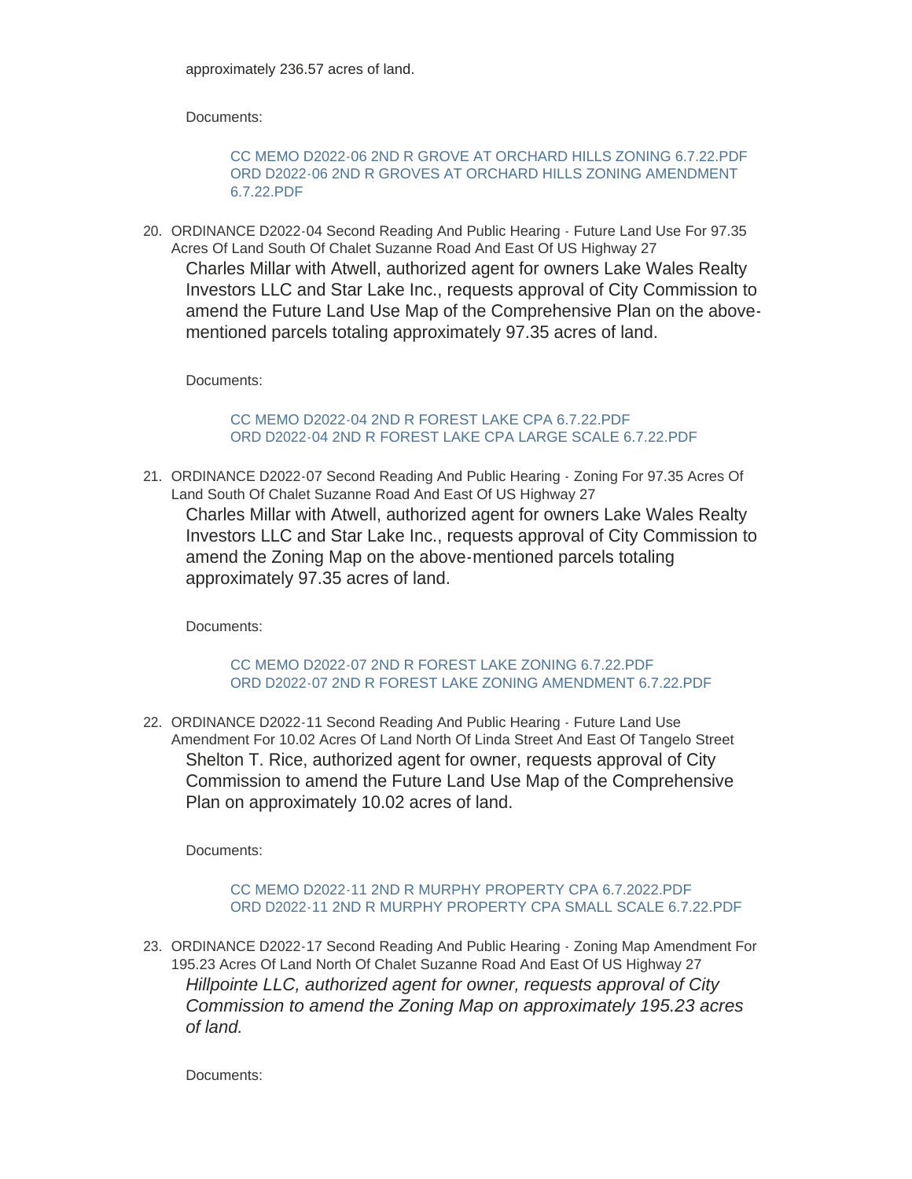approximately 236.57 acres of land.

Documents:

CC MEMO D2022-06 2ND R GROVE AT ORCHARD HILLS ZONING 6.7.22.PDF
ORD D2022-06 2ND R GROVES AT ORCHARD HILLS ZONING AMENDMENT 6.7.22.PDF

20. ORDINANCE D2022-04 Second Reading And Public Hearing - Future Land Use For 97.35 Acres Of Land South Of Chalet Suzanne Road And East Of US Highway 27

    Charles Millar with Atwell, authorized agent for owners Lake Wales Realty Investors LLC and Star Lake Inc., requests approval of City Commission to amend the Future Land Use Map of the Comprehensive Plan on the above-mentioned parcels totaling approximately 97.35 acres of land.

    Documents:

    CC MEMO D2022-04 2ND R FOREST LAKE CPA 6.7.22.PDF
    ORD D2022-04 2ND R FOREST LAKE CPA LARGE SCALE 6.7.22.PDF

21. ORDINANCE D2022-07 Second Reading And Public Hearing - Zoning For 97.35 Acres Of Land South Of Chalet Suzanne Road And East Of US Highway 27

    Charles Millar with Atwell, authorized agent for owners Lake Wales Realty Investors LLC and Star Lake Inc., requests approval of City Commission to amend the Zoning Map on the above-mentioned parcels totaling approximately 97.35 acres of land.

    Documents:

    CC MEMO D2022-07 2ND R FOREST LAKE ZONING 6.7.22.PDF
    ORD D2022-07 2ND R FOREST LAKE ZONING AMENDMENT 6.7.22.PDF

22. ORDINANCE D2022-11 Second Reading And Public Hearing - Future Land Use Amendment For 10.02 Acres Of Land North Of Linda Street And East Of Tangelo Street

    Shelton T. Rice, authorized agent for owner, requests approval of City Commission to amend the Future Land Use Map of the Comprehensive Plan on approximately 10.02 acres of land.

    Documents:

    CC MEMO D2022-11 2ND R MURPHY PROPERTY CPA 6.7.2022.PDF
    ORD D2022-11 2ND R MURPHY PROPERTY CPA SMALL SCALE 6.7.22.PDF

23. ORDINANCE D2022-17 Second Reading And Public Hearing - Zoning Map Amendment For 195.23 Acres Of Land North Of Chalet Suzanne Road And East Of US Highway 27

    *Hillpointe LLC, authorized agent for owner, requests approval of City Commission to amend the Zoning Map on approximately 195.23 acres of land.*

    Documents: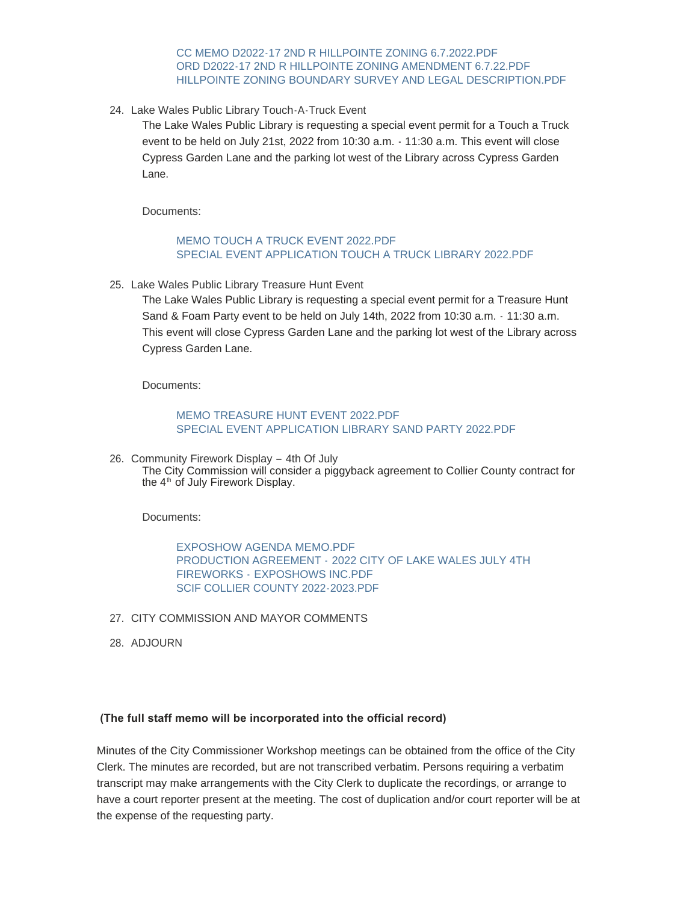CC MEMO D2022-17 2ND R HILLPOINTE ZONING 6.7.2022.PDF
ORD D2022-17 2ND R HILLPOINTE ZONING AMENDMENT 6.7.22.PDF
HILLPOINTE ZONING BOUNDARY SURVEY AND LEGAL DESCRIPTION.PDF

24. Lake Wales Public Library Touch-A-Truck Event

    The Lake Wales Public Library is requesting a special event permit for a Touch a Truck event to be held on July 21st, 2022 from 10:30 a.m. - 11:30 a.m. This event will close Cypress Garden Lane and the parking lot west of the Library across Cypress Garden Lane.

    Documents:

    MEMO TOUCH A TRUCK EVENT 2022.PDF
    SPECIAL EVENT APPLICATION TOUCH A TRUCK LIBRARY 2022.PDF

25. Lake Wales Public Library Treasure Hunt Event

    The Lake Wales Public Library is requesting a special event permit for a Treasure Hunt Sand & Foam Party event to be held on July 14th, 2022 from 10:30 a.m. - 11:30 a.m. This event will close Cypress Garden Lane and the parking lot west of the Library across Cypress Garden Lane.

    Documents:

    MEMO TREASURE HUNT EVENT 2022.PDF
    SPECIAL EVENT APPLICATION LIBRARY SAND PARTY 2022.PDF

26. Community Firework Display – 4th Of July

    The City Commission will consider a piggyback agreement to Collier County contract for the 4th of July Firework Display.

    Documents:

    EXPOSHOW AGENDA MEMO.PDF
    PRODUCTION AGREEMENT - 2022 CITY OF LAKE WALES JULY 4TH FIREWORKS - EXPOSHOWS INC.PDF
    SCIF COLLIER COUNTY 2022-2023.PDF

27. CITY COMMISSION AND MAYOR COMMENTS

28. ADJOURN

**(The full staff memo will be incorporated into the official record)**

Minutes of the City Commissioner Workshop meetings can be obtained from the office of the City Clerk. The minutes are recorded, but are not transcribed verbatim. Persons requiring a verbatim transcript may make arrangements with the City Clerk to duplicate the recordings, or arrange to have a court reporter present at the meeting. The cost of duplication and/or court reporter will be at the expense of the requesting party.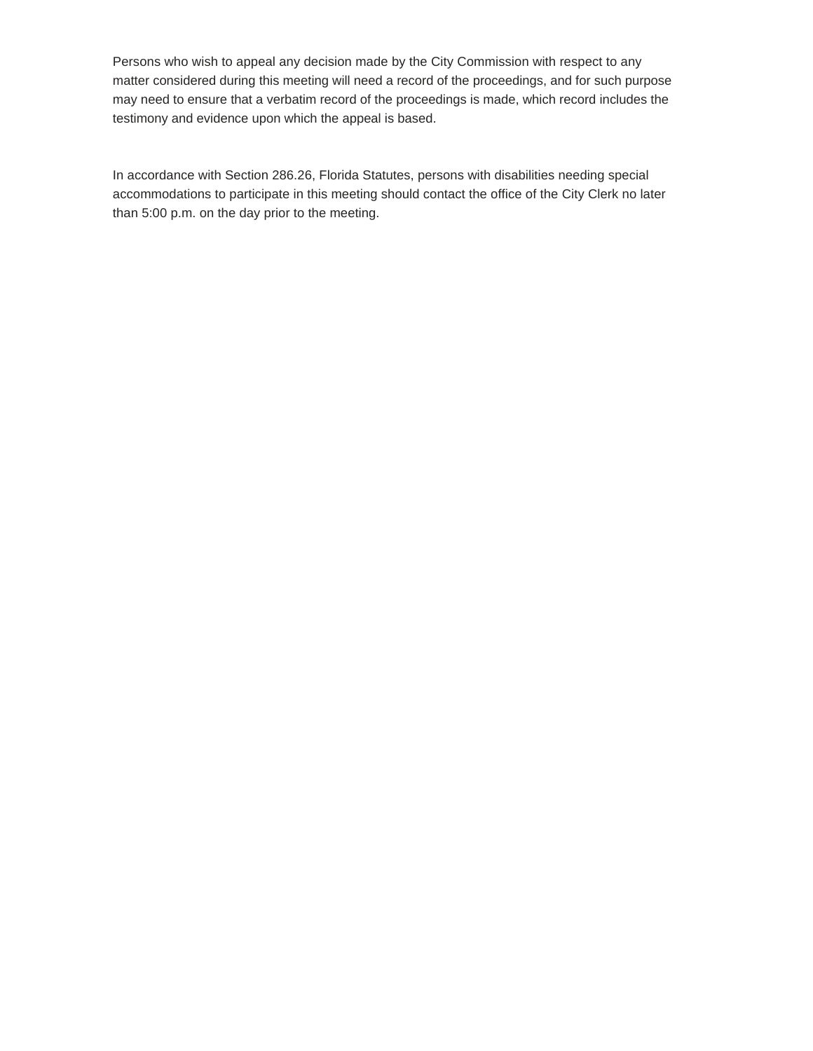Persons who wish to appeal any decision made by the City Commission with respect to any matter considered during this meeting will need a record of the proceedings, and for such purpose may need to ensure that a verbatim record of the proceedings is made, which record includes the testimony and evidence upon which the appeal is based.

In accordance with Section 286.26, Florida Statutes, persons with disabilities needing special accommodations to participate in this meeting should contact the office of the City Clerk no later than 5:00 p.m. on the day prior to the meeting.